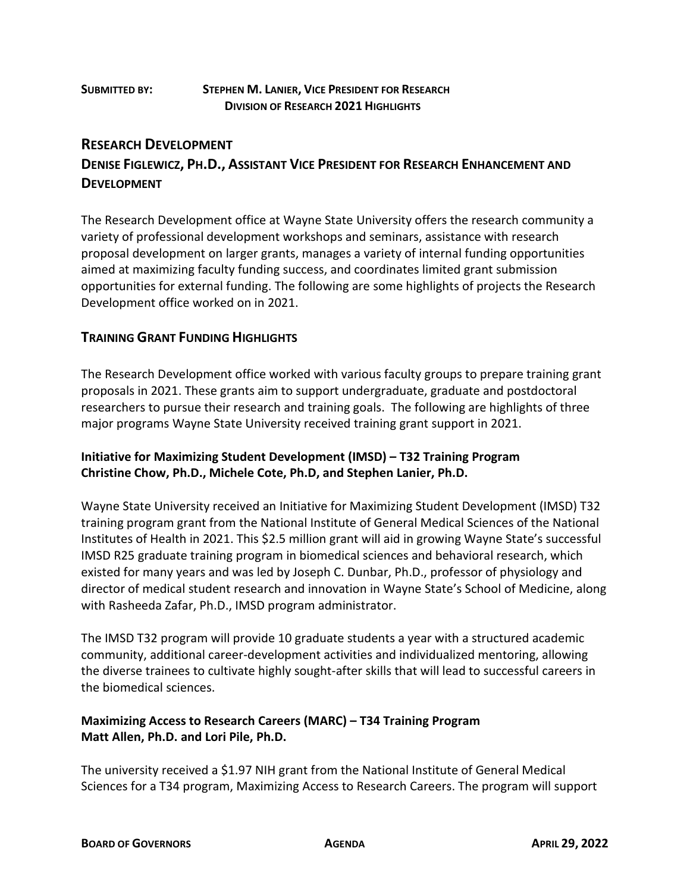**SUBMITTED BY:** **STEPHEN M. LANIER, VICE PRESIDENT FOR RESEARCH**
**DIVISION OF RESEARCH 2021 HIGHLIGHTS**

## RESEARCH DEVELOPMENT

## DENISE FIGLEWICZ, PH.D., ASSISTANT VICE PRESIDENT FOR RESEARCH ENHANCEMENT AND DEVELOPMENT

The Research Development office at Wayne State University offers the research community a variety of professional development workshops and seminars, assistance with research proposal development on larger grants, manages a variety of internal funding opportunities aimed at maximizing faculty funding success, and coordinates limited grant submission opportunities for external funding. The following are some highlights of projects the Research Development office worked on in 2021.

## TRAINING GRANT FUNDING HIGHLIGHTS

The Research Development office worked with various faculty groups to prepare training grant proposals in 2021. These grants aim to support undergraduate, graduate and postdoctoral researchers to pursue their research and training goals. The following are highlights of three major programs Wayne State University received training grant support in 2021.

### Initiative for Maximizing Student Development (IMSD) – T32 Training Program
### Christine Chow, Ph.D., Michele Cote, Ph.D, and Stephen Lanier, Ph.D.

Wayne State University received an Initiative for Maximizing Student Development (IMSD) T32 training program grant from the National Institute of General Medical Sciences of the National Institutes of Health in 2021. This $2.5 million grant will aid in growing Wayne State's successful IMSD R25 graduate training program in biomedical sciences and behavioral research, which existed for many years and was led by Joseph C. Dunbar, Ph.D., professor of physiology and director of medical student research and innovation in Wayne State's School of Medicine, along with Rasheeda Zafar, Ph.D., IMSD program administrator.

The IMSD T32 program will provide 10 graduate students a year with a structured academic community, additional career-development activities and individualized mentoring, allowing the diverse trainees to cultivate highly sought-after skills that will lead to successful careers in the biomedical sciences.

### Maximizing Access to Research Careers (MARC) – T34 Training Program
### Matt Allen, Ph.D. and Lori Pile, Ph.D.

The university received a $1.97 NIH grant from the National Institute of General Medical Sciences for a T34 program, Maximizing Access to Research Careers. The program will support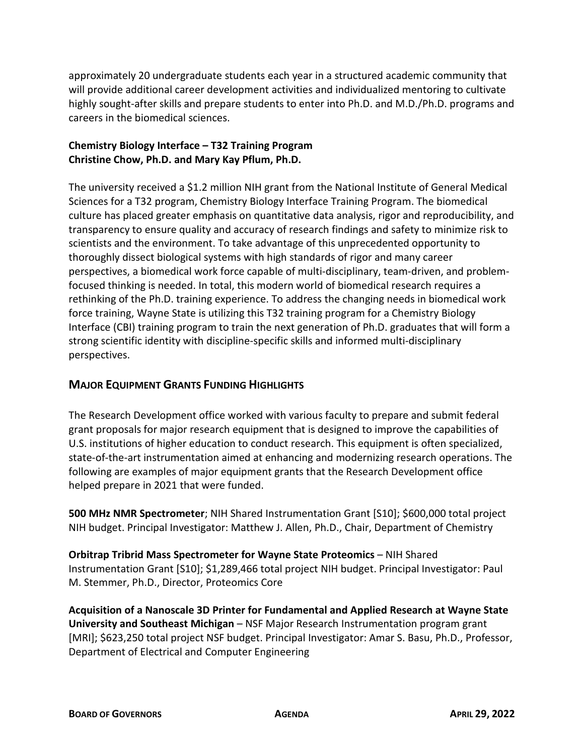approximately 20 undergraduate students each year in a structured academic community that will provide additional career development activities and individualized mentoring to cultivate highly sought-after skills and prepare students to enter into Ph.D. and M.D./Ph.D. programs and careers in the biomedical sciences.

**Chemistry Biology Interface – T32 Training Program**
**Christine Chow, Ph.D. and Mary Kay Pflum, Ph.D.**

The university received a $1.2 million NIH grant from the National Institute of General Medical Sciences for a T32 program, Chemistry Biology Interface Training Program. The biomedical culture has placed greater emphasis on quantitative data analysis, rigor and reproducibility, and transparency to ensure quality and accuracy of research findings and safety to minimize risk to scientists and the environment. To take advantage of this unprecedented opportunity to thoroughly dissect biological systems with high standards of rigor and many career perspectives, a biomedical work force capable of multi-disciplinary, team-driven, and problem-focused thinking is needed. In total, this modern world of biomedical research requires a rethinking of the Ph.D. training experience. To address the changing needs in biomedical work force training, Wayne State is utilizing this T32 training program for a Chemistry Biology Interface (CBI) training program to train the next generation of Ph.D. graduates that will form a strong scientific identity with discipline-specific skills and informed multi-disciplinary perspectives.

## Major Equipment Grants Funding Highlights

The Research Development office worked with various faculty to prepare and submit federal grant proposals for major research equipment that is designed to improve the capabilities of U.S. institutions of higher education to conduct research. This equipment is often specialized, state-of-the-art instrumentation aimed at enhancing and modernizing research operations. The following are examples of major equipment grants that the Research Development office helped prepare in 2021 that were funded.

**500 MHz NMR Spectrometer**; NIH Shared Instrumentation Grant [S10]; $600,000 total project NIH budget. Principal Investigator: Matthew J. Allen, Ph.D., Chair, Department of Chemistry

**Orbitrap Tribrid Mass Spectrometer for Wayne State Proteomics** – NIH Shared Instrumentation Grant [S10]; $1,289,466 total project NIH budget. Principal Investigator: Paul M. Stemmer, Ph.D., Director, Proteomics Core

**Acquisition of a Nanoscale 3D Printer for Fundamental and Applied Research at Wayne State University and Southeast Michigan** – NSF Major Research Instrumentation program grant [MRI]; $623,250 total project NSF budget. Principal Investigator: Amar S. Basu, Ph.D., Professor, Department of Electrical and Computer Engineering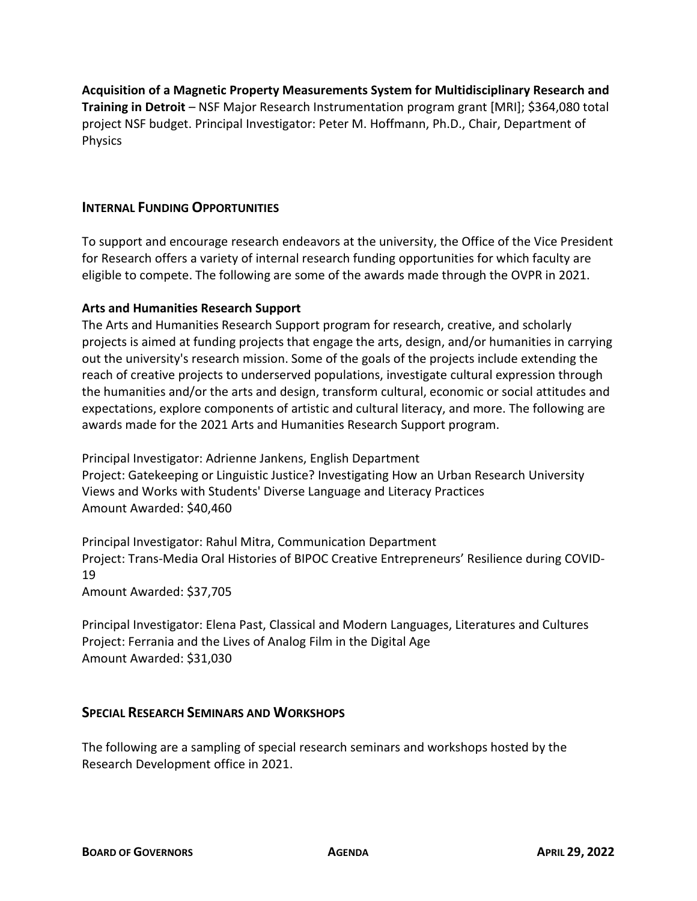**Acquisition of a Magnetic Property Measurements System for Multidisciplinary Research and Training in Detroit** – NSF Major Research Instrumentation program grant [MRI]; $364,080 total project NSF budget. Principal Investigator: Peter M. Hoffmann, Ph.D., Chair, Department of Physics

## INTERNAL FUNDING OPPORTUNITIES

To support and encourage research endeavors at the university, the Office of the Vice President for Research offers a variety of internal research funding opportunities for which faculty are eligible to compete. The following are some of the awards made through the OVPR in 2021.

### Arts and Humanities Research Support

The Arts and Humanities Research Support program for research, creative, and scholarly projects is aimed at funding projects that engage the arts, design, and/or humanities in carrying out the university's research mission. Some of the goals of the projects include extending the reach of creative projects to underserved populations, investigate cultural expression through the humanities and/or the arts and design, transform cultural, economic or social attitudes and expectations, explore components of artistic and cultural literacy, and more. The following are awards made for the 2021 Arts and Humanities Research Support program.

Principal Investigator: Adrienne Jankens, English Department
Project: Gatekeeping or Linguistic Justice? Investigating How an Urban Research University Views and Works with Students' Diverse Language and Literacy Practices
Amount Awarded: $40,460

Principal Investigator: Rahul Mitra, Communication Department
Project: Trans-Media Oral Histories of BIPOC Creative Entrepreneurs' Resilience during COVID-19
Amount Awarded: $37,705

Principal Investigator: Elena Past, Classical and Modern Languages, Literatures and Cultures
Project: Ferrania and the Lives of Analog Film in the Digital Age
Amount Awarded: $31,030

## SPECIAL RESEARCH SEMINARS AND WORKSHOPS

The following are a sampling of special research seminars and workshops hosted by the Research Development office in 2021.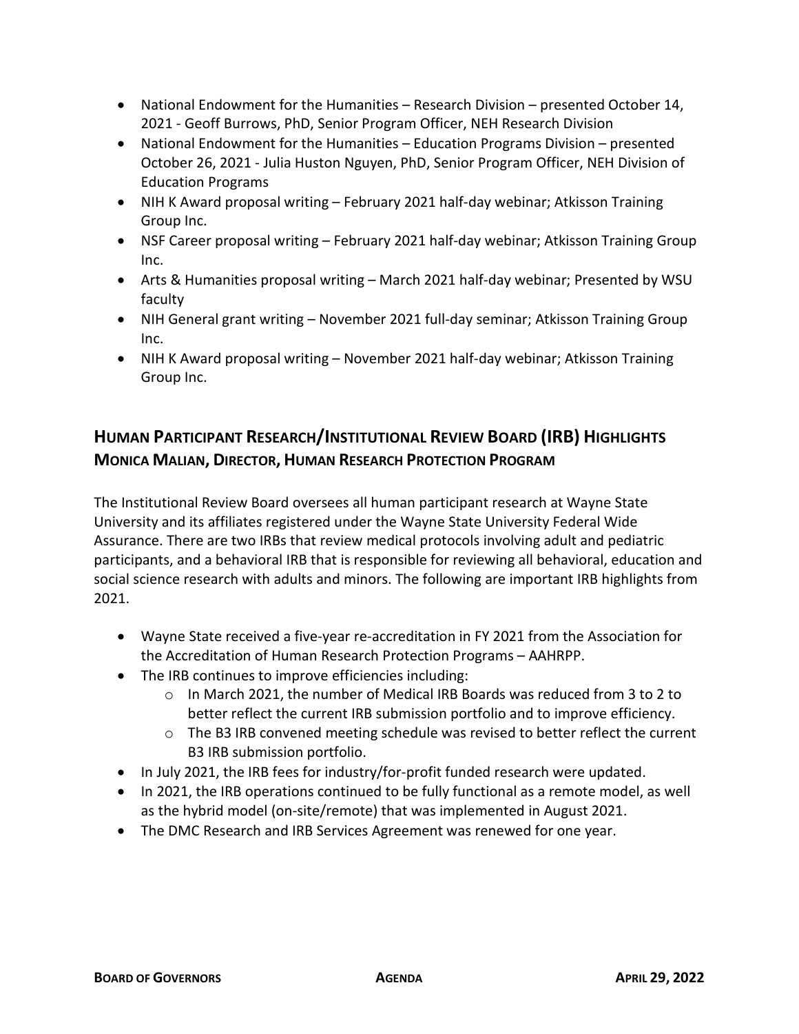- National Endowment for the Humanities – Research Division – presented October 14, 2021 - Geoff Burrows, PhD, Senior Program Officer, NEH Research Division
- National Endowment for the Humanities – Education Programs Division – presented October 26, 2021 - Julia Huston Nguyen, PhD, Senior Program Officer, NEH Division of Education Programs
- NIH K Award proposal writing – February 2021 half-day webinar; Atkisson Training Group Inc.
- NSF Career proposal writing – February 2021 half-day webinar; Atkisson Training Group Inc.
- Arts & Humanities proposal writing – March 2021 half-day webinar; Presented by WSU faculty
- NIH General grant writing – November 2021 full-day seminar; Atkisson Training Group Inc.
- NIH K Award proposal writing – November 2021 half-day webinar; Atkisson Training Group Inc.

## HUMAN PARTICIPANT RESEARCH/INSTITUTIONAL REVIEW BOARD (IRB) HIGHLIGHTS
## MONICA MALIAN, DIRECTOR, HUMAN RESEARCH PROTECTION PROGRAM

The Institutional Review Board oversees all human participant research at Wayne State University and its affiliates registered under the Wayne State University Federal Wide Assurance. There are two IRBs that review medical protocols involving adult and pediatric participants, and a behavioral IRB that is responsible for reviewing all behavioral, education and social science research with adults and minors. The following are important IRB highlights from 2021.

- Wayne State received a five-year re-accreditation in FY 2021 from the Association for the Accreditation of Human Research Protection Programs – AAHRPP.
- The IRB continues to improve efficiencies including:
  - In March 2021, the number of Medical IRB Boards was reduced from 3 to 2 to better reflect the current IRB submission portfolio and to improve efficiency.
  - The B3 IRB convened meeting schedule was revised to better reflect the current B3 IRB submission portfolio.
- In July 2021, the IRB fees for industry/for-profit funded research were updated.
- In 2021, the IRB operations continued to be fully functional as a remote model, as well as the hybrid model (on-site/remote) that was implemented in August 2021.
- The DMC Research and IRB Services Agreement was renewed for one year.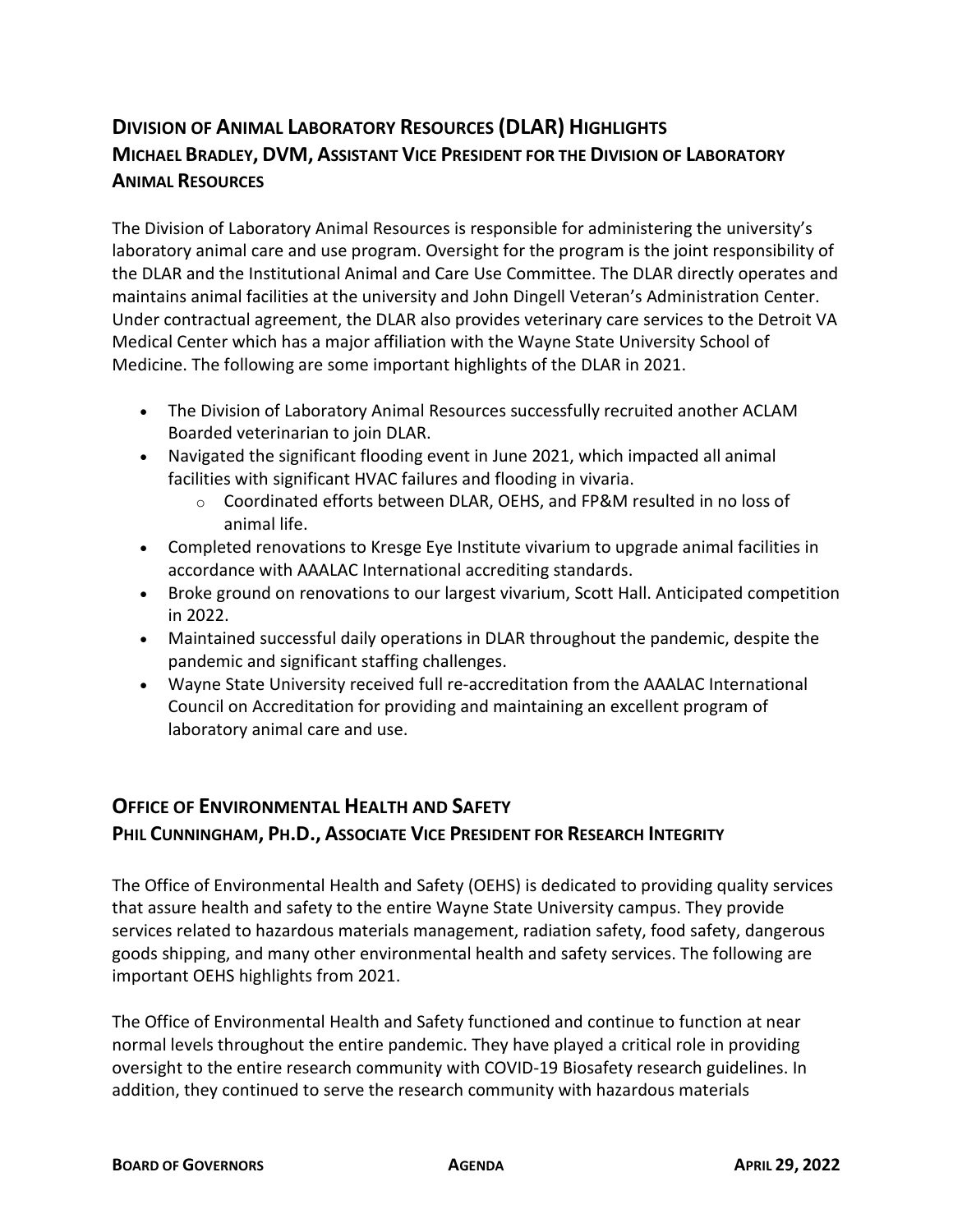## Division of Animal Laboratory Resources (DLAR) Highlights
## Michael Bradley, DVM, Assistant Vice President for the Division of Laboratory Animal Resources

The Division of Laboratory Animal Resources is responsible for administering the university's laboratory animal care and use program. Oversight for the program is the joint responsibility of the DLAR and the Institutional Animal and Care Use Committee. The DLAR directly operates and maintains animal facilities at the university and John Dingell Veteran's Administration Center. Under contractual agreement, the DLAR also provides veterinary care services to the Detroit VA Medical Center which has a major affiliation with the Wayne State University School of Medicine. The following are some important highlights of the DLAR in 2021.

- The Division of Laboratory Animal Resources successfully recruited another ACLAM Boarded veterinarian to join DLAR.
- Navigated the significant flooding event in June 2021, which impacted all animal facilities with significant HVAC failures and flooding in vivaria.
  - Coordinated efforts between DLAR, OEHS, and FP&M resulted in no loss of animal life.
- Completed renovations to Kresge Eye Institute vivarium to upgrade animal facilities in accordance with AAALAC International accrediting standards.
- Broke ground on renovations to our largest vivarium, Scott Hall. Anticipated competition in 2022.
- Maintained successful daily operations in DLAR throughout the pandemic, despite the pandemic and significant staffing challenges.
- Wayne State University received full re-accreditation from the AAALAC International Council on Accreditation for providing and maintaining an excellent program of laboratory animal care and use.

## Office of Environmental Health and Safety
## Phil Cunningham, Ph.D., Associate Vice President for Research Integrity

The Office of Environmental Health and Safety (OEHS) is dedicated to providing quality services that assure health and safety to the entire Wayne State University campus. They provide services related to hazardous materials management, radiation safety, food safety, dangerous goods shipping, and many other environmental health and safety services. The following are important OEHS highlights from 2021.

The Office of Environmental Health and Safety functioned and continue to function at near normal levels throughout the entire pandemic. They have played a critical role in providing oversight to the entire research community with COVID-19 Biosafety research guidelines. In addition, they continued to serve the research community with hazardous materials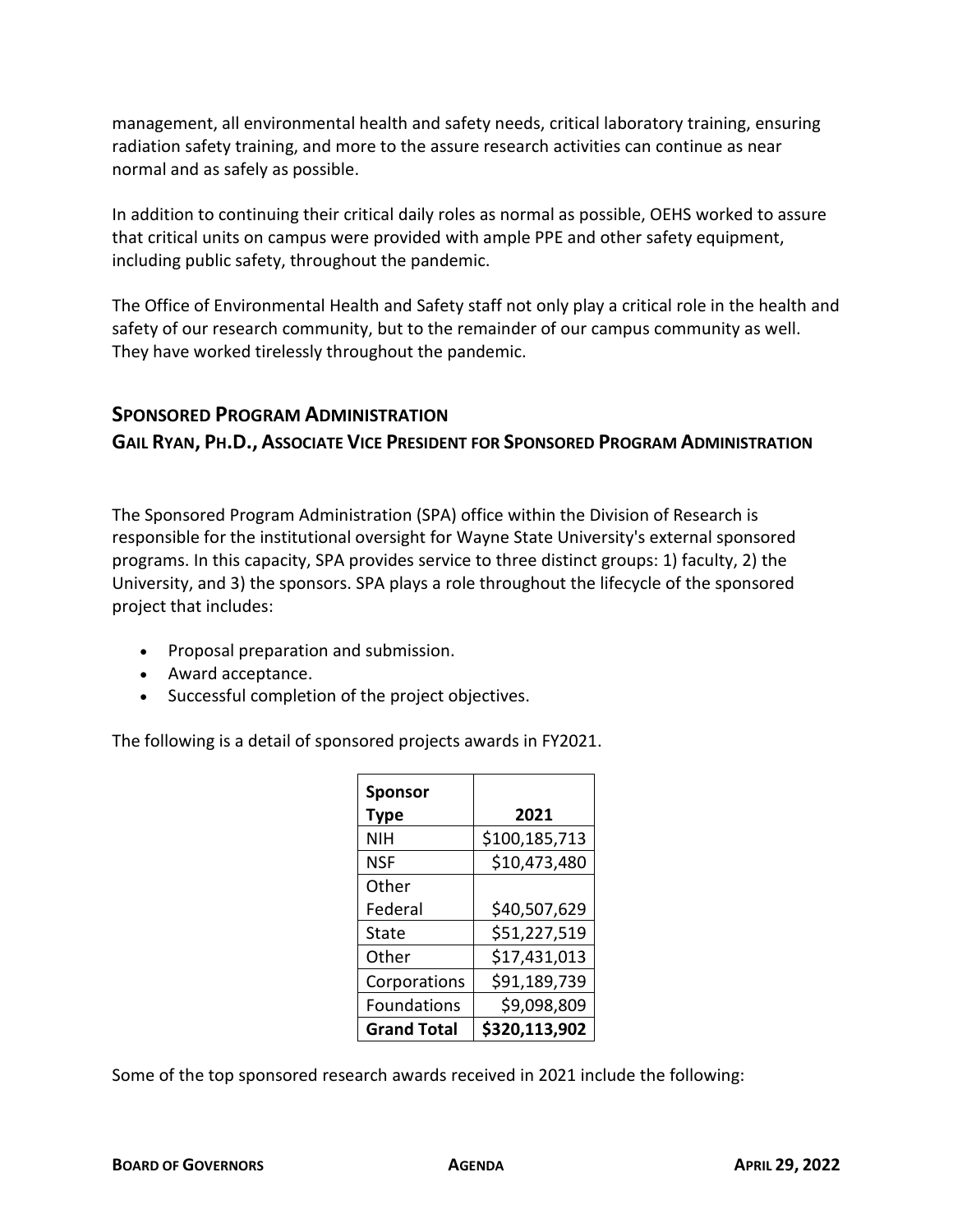management, all environmental health and safety needs, critical laboratory training, ensuring radiation safety training, and more to the assure research activities can continue as near normal and as safely as possible.

In addition to continuing their critical daily roles as normal as possible, OEHS worked to assure that critical units on campus were provided with ample PPE and other safety equipment, including public safety, throughout the pandemic.

The Office of Environmental Health and Safety staff not only play a critical role in the health and safety of our research community, but to the remainder of our campus community as well. They have worked tirelessly throughout the pandemic.

## Sponsored Program Administration

### Gail Ryan, Ph.D., Associate Vice President for Sponsored Program Administration

The Sponsored Program Administration (SPA) office within the Division of Research is responsible for the institutional oversight for Wayne State University's external sponsored programs. In this capacity, SPA provides service to three distinct groups: 1) faculty, 2) the University, and 3) the sponsors. SPA plays a role throughout the lifecycle of the sponsored project that includes:

- Proposal preparation and submission.
- Award acceptance.
- Successful completion of the project objectives.

The following is a detail of sponsored projects awards in FY2021.

| **Sponsor Type** | **2021** |
|---|---:|
| NIH | $100,185,713 |
| NSF | $10,473,480 |
| Other Federal | $40,507,629 |
| State | $51,227,519 |
| Other | $17,431,013 |
| Corporations | $91,189,739 |
| Foundations | $9,098,809 |
| **Grand Total** | **$320,113,902** |

Some of the top sponsored research awards received in 2021 include the following: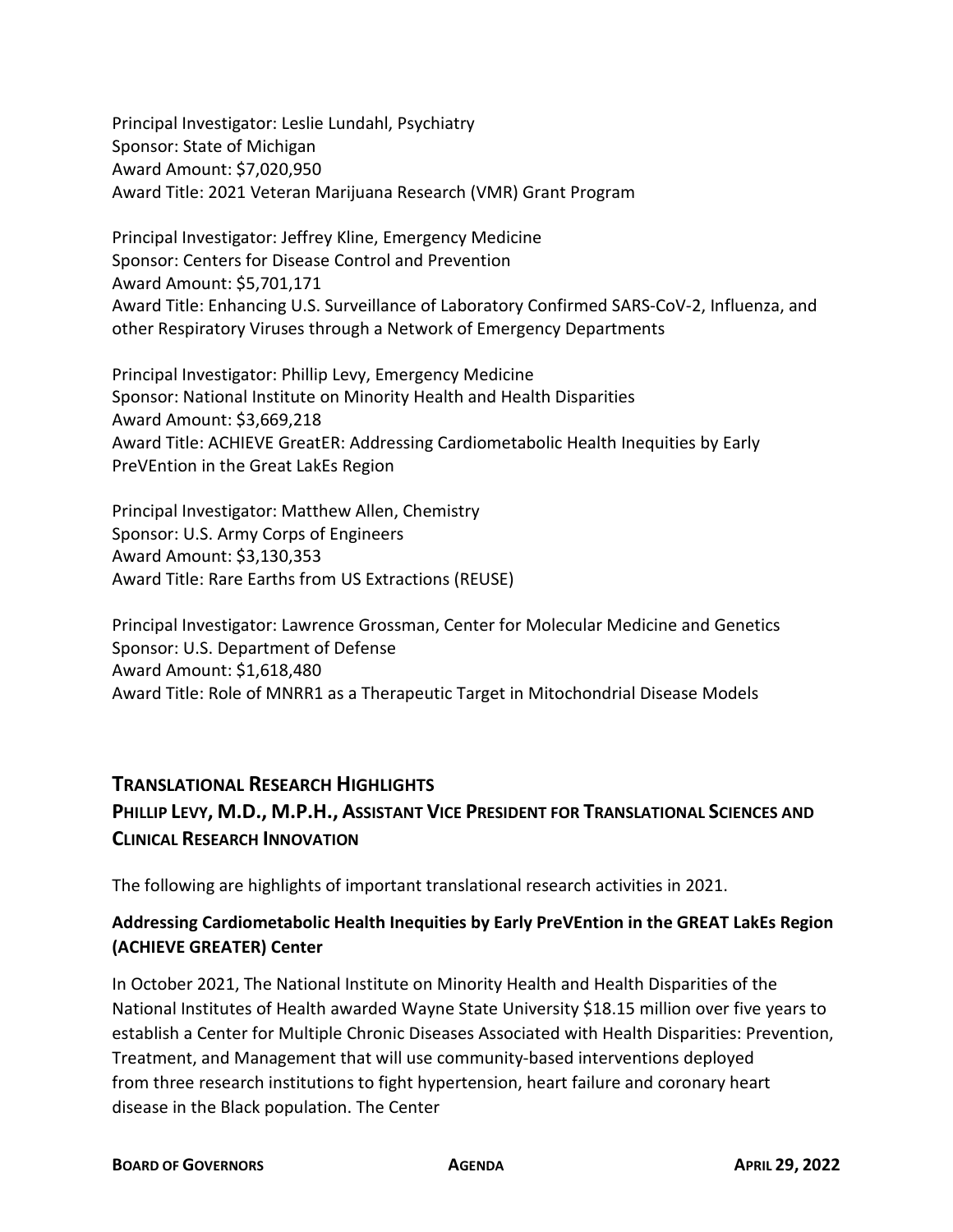Principal Investigator: Leslie Lundahl, Psychiatry
Sponsor: State of Michigan
Award Amount: $7,020,950
Award Title: 2021 Veteran Marijuana Research (VMR) Grant Program

Principal Investigator: Jeffrey Kline, Emergency Medicine
Sponsor: Centers for Disease Control and Prevention
Award Amount: $5,701,171
Award Title: Enhancing U.S. Surveillance of Laboratory Confirmed SARS-CoV-2, Influenza, and other Respiratory Viruses through a Network of Emergency Departments

Principal Investigator: Phillip Levy, Emergency Medicine
Sponsor: National Institute on Minority Health and Health Disparities
Award Amount: $3,669,218
Award Title: ACHIEVE GreatER: Addressing Cardiometabolic Health Inequities by Early PreVEntion in the Great LakEs Region

Principal Investigator: Matthew Allen, Chemistry
Sponsor: U.S. Army Corps of Engineers
Award Amount: $3,130,353
Award Title: Rare Earths from US Extractions (REUSE)

Principal Investigator: Lawrence Grossman, Center for Molecular Medicine and Genetics
Sponsor: U.S. Department of Defense
Award Amount: $1,618,480
Award Title: Role of MNRR1 as a Therapeutic Target in Mitochondrial Disease Models

## TRANSLATIONAL RESEARCH HIGHLIGHTS

## PHILLIP LEVY, M.D., M.P.H., ASSISTANT VICE PRESIDENT FOR TRANSLATIONAL SCIENCES AND CLINICAL RESEARCH INNOVATION

The following are highlights of important translational research activities in 2021.

### Addressing Cardiometabolic Health Inequities by Early PreVEntion in the GREAT LakEs Region (ACHIEVE GREATER) Center

In October 2021, The National Institute on Minority Health and Health Disparities of the National Institutes of Health awarded Wayne State University $18.15 million over five years to establish a Center for Multiple Chronic Diseases Associated with Health Disparities: Prevention, Treatment, and Management that will use community-based interventions deployed from three research institutions to fight hypertension, heart failure and coronary heart disease in the Black population. The Center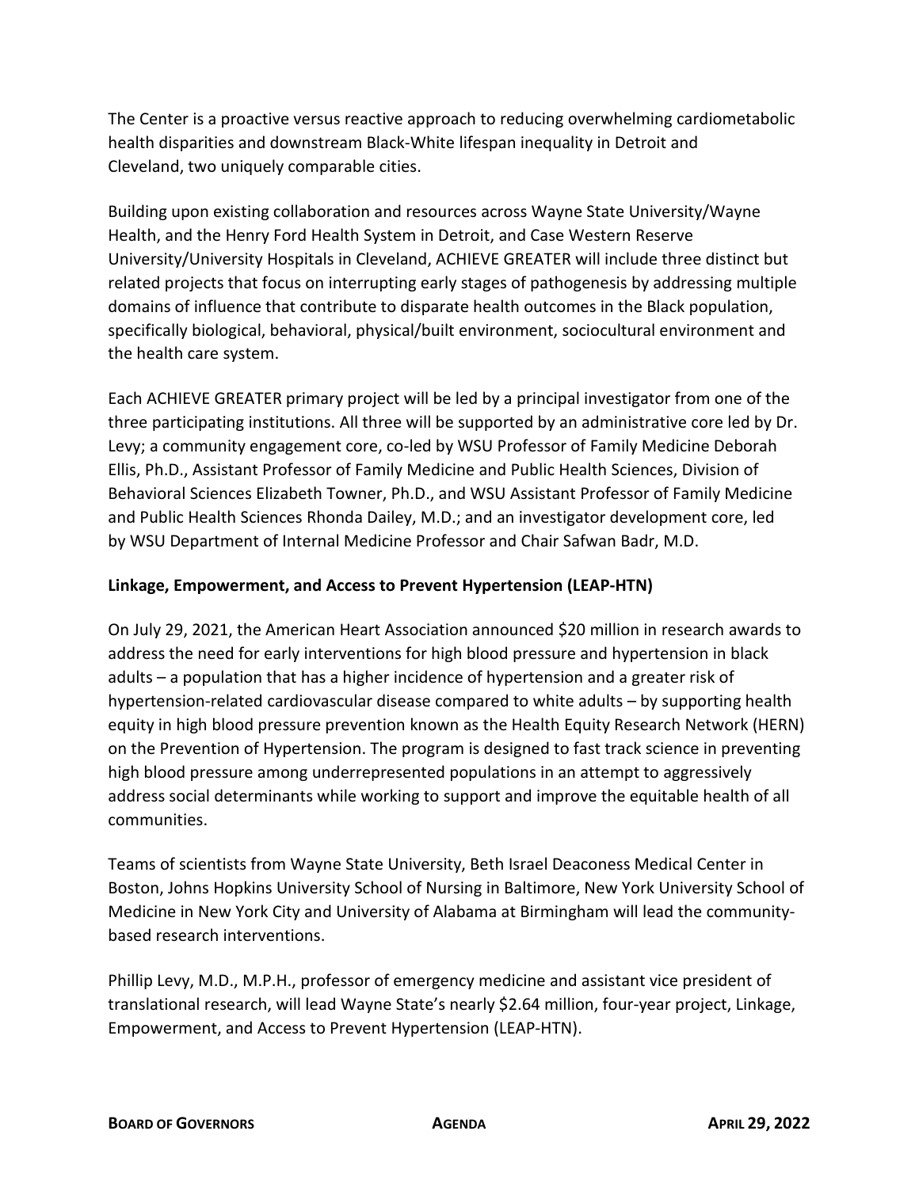The Center is a proactive versus reactive approach to reducing overwhelming cardiometabolic health disparities and downstream Black-White lifespan inequality in Detroit and Cleveland, two uniquely comparable cities.

Building upon existing collaboration and resources across Wayne State University/Wayne Health, and the Henry Ford Health System in Detroit, and Case Western Reserve University/University Hospitals in Cleveland, ACHIEVE GREATER will include three distinct but related projects that focus on interrupting early stages of pathogenesis by addressing multiple domains of influence that contribute to disparate health outcomes in the Black population, specifically biological, behavioral, physical/built environment, sociocultural environment and the health care system.

Each ACHIEVE GREATER primary project will be led by a principal investigator from one of the three participating institutions. All three will be supported by an administrative core led by Dr. Levy; a community engagement core, co-led by WSU Professor of Family Medicine Deborah Ellis, Ph.D., Assistant Professor of Family Medicine and Public Health Sciences, Division of Behavioral Sciences Elizabeth Towner, Ph.D., and WSU Assistant Professor of Family Medicine and Public Health Sciences Rhonda Dailey, M.D.; and an investigator development core, led by WSU Department of Internal Medicine Professor and Chair Safwan Badr, M.D.

**Linkage, Empowerment, and Access to Prevent Hypertension (LEAP-HTN)**

On July 29, 2021, the American Heart Association announced $20 million in research awards to address the need for early interventions for high blood pressure and hypertension in black adults – a population that has a higher incidence of hypertension and a greater risk of hypertension-related cardiovascular disease compared to white adults – by supporting health equity in high blood pressure prevention known as the Health Equity Research Network (HERN) on the Prevention of Hypertension. The program is designed to fast track science in preventing high blood pressure among underrepresented populations in an attempt to aggressively address social determinants while working to support and improve the equitable health of all communities.

Teams of scientists from Wayne State University, Beth Israel Deaconess Medical Center in Boston, Johns Hopkins University School of Nursing in Baltimore, New York University School of Medicine in New York City and University of Alabama at Birmingham will lead the community-based research interventions.

Phillip Levy, M.D., M.P.H., professor of emergency medicine and assistant vice president of translational research, will lead Wayne State's nearly $2.64 million, four-year project, Linkage, Empowerment, and Access to Prevent Hypertension (LEAP-HTN).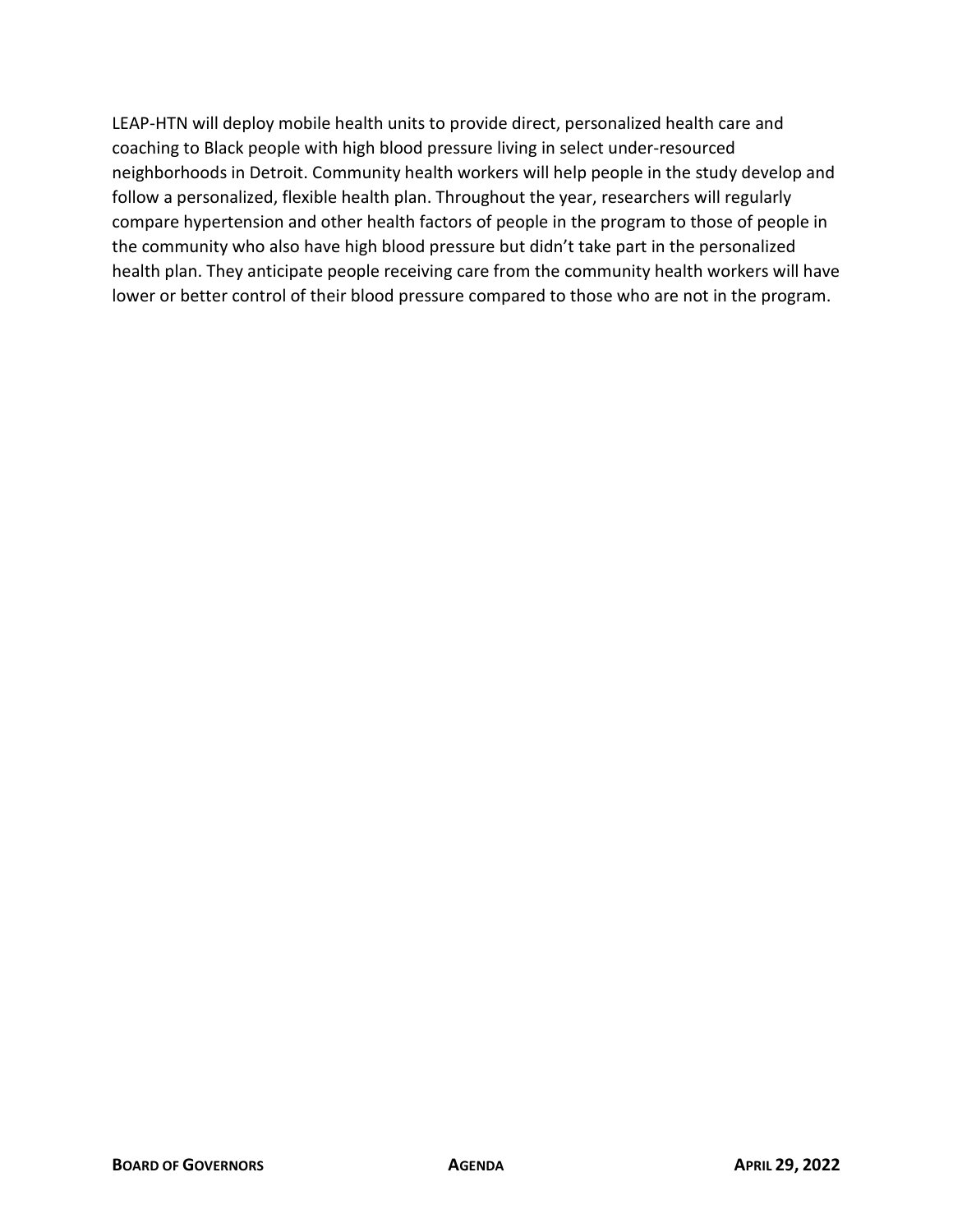LEAP-HTN will deploy mobile health units to provide direct, personalized health care and coaching to Black people with high blood pressure living in select under-resourced neighborhoods in Detroit. Community health workers will help people in the study develop and follow a personalized, flexible health plan. Throughout the year, researchers will regularly compare hypertension and other health factors of people in the program to those of people in the community who also have high blood pressure but didn't take part in the personalized health plan. They anticipate people receiving care from the community health workers will have lower or better control of their blood pressure compared to those who are not in the program.